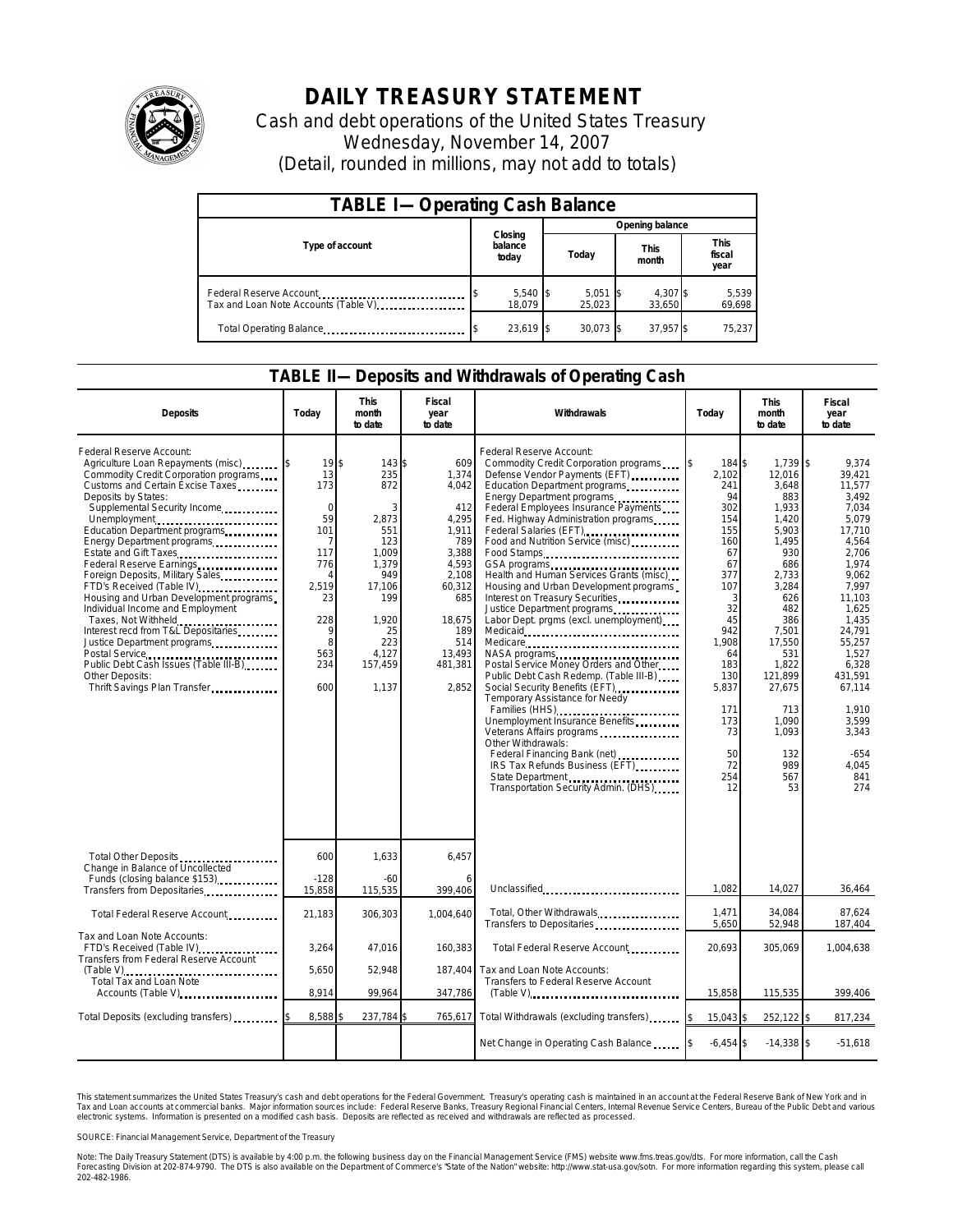# DAILY TREASURY STATEMENT

Cash and debt operations of the United States Treasury
Wednesday, November 14, 2007
(Detail, rounded in millions, may not add to totals)

## TABLE I— Operating Cash Balance

| Type of account | Closing balance today | Opening balance Today | Opening balance This month | Opening balance This fiscal year |
|---|---|---|---|---|
| Federal Reserve Account | $ 5,540 | $ 5,051 | $ 4,307 | $ 5,539 |
| Tax and Loan Note Accounts (Table V) | 18,079 | 25,023 | 33,650 | 69,698 |
| Total Operating Balance | $ 23,619 | $ 30,073 | $ 37,957 | $ 75,237 |

## TABLE II— Deposits and Withdrawals of Operating Cash

| Deposits | Today | This month to date | Fiscal year to date |
|---|---|---|---|
| Federal Reserve Account: | | | |
| Agriculture Loan Repayments (misc) | $ 19 | $ 143 | $ 609 |
| Commodity Credit Corporation programs | 13 | 235 | 1,374 |
| Customs and Certain Excise Taxes | 173 | 872 | 4,042 |
| Deposits by States: | | | |
| Supplemental Security Income | 0 | 3 | 412 |
| Unemployment | 59 | 2,873 | 4,295 |
| Education Department programs | 101 | 551 | 1,911 |
| Energy Department programs | 7 | 123 | 789 |
| Estate and Gift Taxes | 117 | 1,009 | 3,388 |
| Federal Reserve Earnings | 776 | 1,379 | 4,593 |
| Foreign Deposits, Military Sales | 4 | 949 | 2,108 |
| FTD's Received (Table IV) | 2,519 | 17,106 | 60,312 |
| Housing and Urban Development programs | 23 | 199 | 685 |
| Individual Income and Employment Taxes, Not Withheld | 228 | 1,920 | 18,675 |
| Interest recd from T&L Depositaries | 9 | 25 | 189 |
| Justice Department programs | 8 | 223 | 514 |
| Postal Service | 563 | 4,127 | 13,493 |
| Public Debt Cash Issues (Table III-B) | 234 | 157,459 | 481,381 |
| Other Deposits: | | | |
| Thrift Savings Plan Transfer | 600 | 1,137 | 2,852 |
| Total Other Deposits | 600 | 1,633 | 6,457 |
| Change in Balance of Uncollected Funds (closing balance $153) | -128 | -60 | 6 |
| Transfers from Depositaries | 15,858 | 115,535 | 399,406 |
| Total Federal Reserve Account | 21,183 | 306,303 | 1,004,640 |
| Tax and Loan Note Accounts: | | | |
| FTD's Received (Table IV) | 3,264 | 47,016 | 160,383 |
| Transfers from Federal Reserve Account (Table V) | 5,650 | 52,948 | 187,404 |
| Total Tax and Loan Note Accounts (Table V) | 8,914 | 99,964 | 347,786 |
| Total Deposits (excluding transfers) | $ 8,588 | $ 237,784 | $ 765,617 |

| Withdrawals | Today | This month to date | Fiscal year to date |
|---|---|---|---|
| Federal Reserve Account: | | | |
| Commodity Credit Corporation programs | $ 184 | $ 1,739 | $ 9,374 |
| Defense Vendor Payments (EFT) | 2,102 | 12,016 | 39,421 |
| Education Department programs | 241 | 3,648 | 11,577 |
| Energy Department programs | 94 | 883 | 3,492 |
| Federal Employees Insurance Payments | 302 | 1,933 | 7,034 |
| Fed. Highway Administration programs | 154 | 1,420 | 5,079 |
| Federal Salaries (EFT) | 155 | 5,903 | 17,710 |
| Food and Nutrition Service (misc) | 160 | 1,495 | 4,564 |
| Food Stamps | 67 | 930 | 2,706 |
| GSA programs | 67 | 686 | 1,974 |
| Health and Human Services Grants (misc) | 377 | 2,733 | 9,062 |
| Housing and Urban Development programs | 107 | 3,284 | 7,997 |
| Interest on Treasury Securities | 3 | 626 | 11,103 |
| Justice Department programs | 32 | 482 | 1,625 |
| Labor Dept. prgms (excl. unemployment) | 45 | 386 | 1,435 |
| Medicaid | 942 | 7,501 | 24,791 |
| Medicare | 1,908 | 17,550 | 55,257 |
| NASA programs | 64 | 531 | 1,527 |
| Postal Service Money Orders and Other | 183 | 1,822 | 6,328 |
| Public Debt Cash Redemp. (Table III-B) | 130 | 121,899 | 431,591 |
| Social Security Benefits (EFT) | 5,837 | 27,675 | 67,114 |
| Temporary Assistance for Needy Families (HHS) | 171 | 713 | 1,910 |
| Unemployment Insurance Benefits | 173 | 1,090 | 3,599 |
| Veterans Affairs programs | 73 | 1,093 | 3,343 |
| Other Withdrawals: | | | |
| Federal Financing Bank (net) | 50 | 132 | -654 |
| IRS Tax Refunds Business (EFT) | 72 | 989 | 4,045 |
| State Department | 254 | 567 | 841 |
| Transportation Security Admin. (DHS) | 12 | 53 | 274 |
| Unclassified | 1,082 | 14,027 | 36,464 |
| Total, Other Withdrawals | 1,471 | 34,084 | 87,624 |
| Transfers to Depositaries | 5,650 | 52,948 | 187,404 |
| Total Federal Reserve Account | 20,693 | 305,069 | 1,004,638 |
| Tax and Loan Note Accounts: | | | |
| Transfers to Federal Reserve Account (Table V) | 15,858 | 115,535 | 399,406 |
| Total Withdrawals (excluding transfers) | $ 15,043 | $ 252,122 | $ 817,234 |
| Net Change in Operating Cash Balance | $ -6,454 | $ -14,338 | $ -51,618 |

This statement summarizes the United States Treasury's cash and debt operations for the Federal Government. Treasury's operating cash is maintained in an account at the Federal Reserve Bank of New York and in Tax and Loan accounts at commercial banks. Major information sources include: Federal Reserve Banks, Treasury Regional Financial Centers, Internal Revenue Service Centers, Bureau of the Public Debt and various electronic systems. Information is presented on a modified cash basis. Deposits are reflected as received and withdrawals are reflected as processed.

SOURCE: Financial Management Service, Department of the Treasury

Note: The Daily Treasury Statement (DTS) is available by 4:00 p.m. the following business day on the Financial Management Service (FMS) website www.fms.treas.gov/dts. For more information, call the Cash Forecasting Division at 202-874-9790. The DTS is also available on the Department of Commerce's "State of the Nation" website: http://www.stat-usa.gov/sotn. For more information regarding this system, please call 202-482-1986.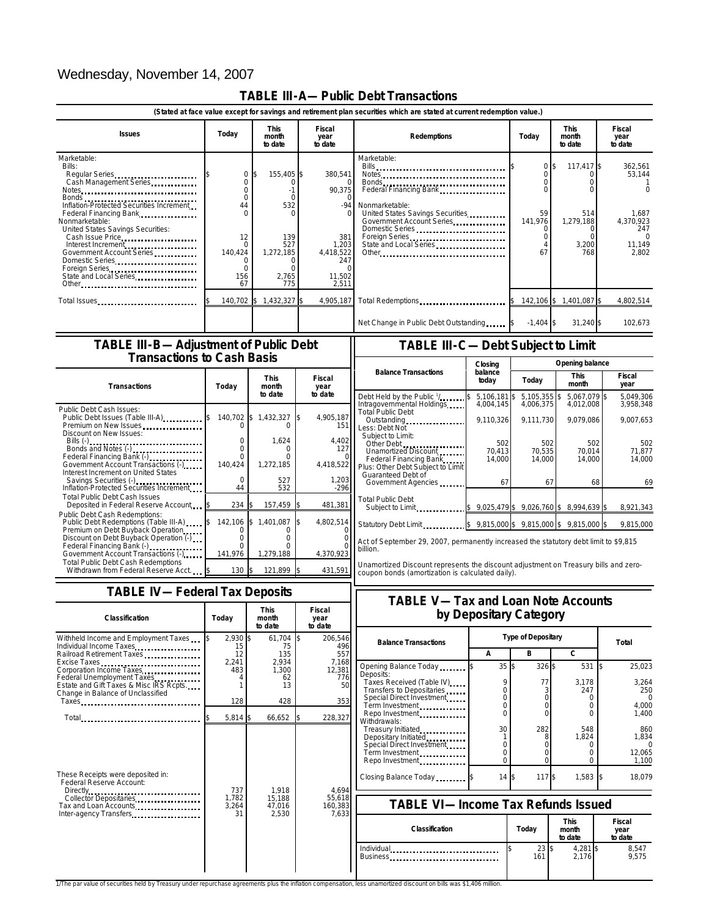Wednesday, November 14, 2007

## TABLE III-A— Public Debt Transactions

(Stated at face value except for savings and retirement plan securities which are stated at current redemption value.)

| Issues | Today | This month to date | Fiscal year to date | Redemptions | Today | This month to date | Fiscal year to date |
|---|---|---|---|---|---|---|---|
| Marketable: | | | | Marketable: | | | |
| Bills: | | | | Bills | $ 0 | $ 117,417 | $ 362,561 |
| Regular Series | $ 0 | $ 155,405 | $ 380,541 | Notes | 0 | 0 | 53,144 |
| Cash Management Series | 0 | 0 | 0 | Bonds | 0 | 0 | 1 |
| Notes | 0 | -1 | 90,375 | Federal Financing Bank | 0 | 0 | 0 |
| Bonds | 0 | 0 | 0 | | | | |
| Inflation-Protected Securities Increment | 44 | 532 | -94 | Nonmarketable: | | | |
| Federal Financing Bank | 0 | 0 | 0 | United States Savings Securities | 59 | 514 | 1,687 |
| Nonmarketable: | | | | Government Account Series | 141,976 | 1,279,188 | 4,370,923 |
| United States Savings Securities: | | | | Domestic Series | 0 | 0 | 247 |
| Cash Issue Price | 12 | 139 | 381 | Foreign Series | 0 | 0 | 0 |
| Interest Increment | 0 | 527 | 1,203 | State and Local Series | 4 | 3,200 | 11,149 |
| Government Account Series | 140,424 | 1,272,185 | 4,418,522 | Other | 67 | 768 | 2,802 |
| Domestic Series | 0 | 0 | 247 | | | | |
| Foreign Series | 0 | 0 | 0 | | | | |
| State and Local Series | 156 | 2,765 | 11,502 | | | | |
| Other | 67 | 775 | 2,511 | | | | |
| Total Issues | $ 140,702 | $ 1,432,327 | $ 4,905,187 | Total Redemptions | $ 142,106 | $ 1,401,087 | $ 4,802,514 |
| | | | | Net Change in Public Debt Outstanding | $ -1,404 | $ 31,240 | $ 102,673 |

## TABLE III-B— Adjustment of Public Debt Transactions to Cash Basis

| Transactions | Today | This month to date | Fiscal year to date |
|---|---|---|---|
| Public Debt Cash Issues: | | | |
| Public Debt Issues (Table III-A) | $ 140,702 | $ 1,432,327 | $ 4,905,187 |
| Premium on New Issues | 0 | 0 | 151 |
| Discount on New Issues: | | | |
| Bills (-) | 0 | 1,624 | 4,402 |
| Bonds and Notes (-) | 0 | 0 | 127 |
| Federal Financing Bank (-) | 0 | 0 | 0 |
| Government Account Transactions (-) | 140,424 | 1,272,185 | 4,418,522 |
| Interest Increment on United States Savings Securities (-) | 0 | 527 | 1,203 |
| Inflation-Protected Securities Increment | 44 | 532 | -296 |
| Total Public Debt Cash Issues Deposited in Federal Reserve Account | $ 234 | $ 157,459 | $ 481,381 |
| Public Debt Cash Redemptions: | | | |
| Public Debt Redemptions (Table III-A) | $ 142,106 | $ 1,401,087 | $ 4,802,514 |
| Premium on Debt Buyback Operation | 0 | 0 | 0 |
| Discount on Debt Buyback Operation (-) | 0 | 0 | 0 |
| Federal Financing Bank (-) | 0 | 0 | 0 |
| Government Account Transactions (-) | 141,976 | 1,279,188 | 4,370,923 |
| Total Public Debt Cash Redemptions Withdrawn from Federal Reserve Acct. | $ 130 | $ 121,899 | $ 431,591 |

## TABLE III-C— Debt Subject to Limit

| Balance Transactions | Closing balance today | Opening balance Today | Opening balance This month | Opening balance Fiscal year |
|---|---|---|---|---|
| Debt Held by the Public [1] | $ 5,106,181 | $ 5,105,355 | $ 5,067,079 | $ 5,049,306 |
| Intragovernmental Holdings | 4,004,145 | 4,006,375 | 4,012,008 | 3,958,348 |
| Total Public Debt Outstanding | 9,110,326 | 9,111,730 | 9,079,086 | 9,007,653 |
| Less: Debt Not Subject to Limit: | | | | |
| Other Debt | 502 | 502 | 502 | 502 |
| Unamortized Discount | 70,413 | 70,535 | 70,014 | 71,877 |
| Federal Financing Bank | 14,000 | 14,000 | 14,000 | 14,000 |
| Plus: Other Debt Subject to Limit Guaranteed Debt of Government Agencies | 67 | 67 | 68 | 69 |
| Total Public Debt Subject to Limit | $ 9,025,479 | $ 9,026,760 | $ 8,994,639 | $ 8,921,343 |
| Statutory Debt Limit | $ 9,815,000 | $ 9,815,000 | $ 9,815,000 | $ 9,815,000 |

Act of September 29, 2007, permanently increased the statutory debt limit to $9,815 billion.

Unamortized Discount represents the discount adjustment on Treasury bills and zero-coupon bonds (amortization is calculated daily).

## TABLE IV— Federal Tax Deposits

| Classification | Today | This month to date | Fiscal year to date |
|---|---|---|---|
| Withheld Income and Employment Taxes | $ 2,930 | $ 61,704 | $ 206,546 |
| Individual Income Taxes | 15 | 75 | 496 |
| Railroad Retirement Taxes | 12 | 135 | 557 |
| Excise Taxes | 2,241 | 2,934 | 7,168 |
| Corporation Income Taxes | 483 | 1,300 | 12,381 |
| Federal Unemployment Taxes | 4 | 62 | 776 |
| Estate and Gift Taxes & Misc IRS Rcpts. | 1 | 13 | 50 |
| Change in Balance of Unclassified Taxes | 128 | 428 | 353 |
| Total | $ 5,814 | $ 66,652 | $ 228,327 |
| These Receipts were deposited in: | | | |
| Federal Reserve Account: | | | |
| Directly | 737 | 1,918 | 4,694 |
| Collector Depositaries | 1,782 | 15,188 | 55,618 |
| Tax and Loan Accounts | 3,264 | 47,016 | 160,383 |
| Inter-agency Transfers | 31 | 2,530 | 7,633 |

## TABLE V— Tax and Loan Note Accounts by Depositary Category

| Balance Transactions | Type of Depositary A | B | C | Total |
|---|---|---|---|---|
| Opening Balance Today | $ 35 | $ 326 | $ 531 | $ 25,023 |
| Deposits: | | | | |
| Taxes Received (Table IV) | 9 | 77 | 3,178 | 3,264 |
| Transfers to Depositaries | 0 | 3 | 247 | 250 |
| Special Direct Investment | 0 | 0 | 0 | 0 |
| Term Investment | 0 | 0 | 0 | 4,000 |
| Repo Investment | 0 | 0 | 0 | 1,400 |
| Withdrawals: | | | | |
| Treasury Initiated | 30 | 282 | 548 | 860 |
| Depositary Initiated | 1 | 8 | 1,824 | 1,834 |
| Special Direct Investment | 0 | 0 | 0 | 0 |
| Term Investment | 0 | 0 | 0 | 12,065 |
| Repo Investment | 0 | 0 | 0 | 1,100 |
| Closing Balance Today | $ 14 | $ 117 | $ 1,583 | $ 18,079 |

## TABLE VI— Income Tax Refunds Issued

| Classification | Today | This month to date | Fiscal year to date |
|---|---|---|---|
| Individual | $ 23 | $ 4,281 | $ 8,547 |
| Business | 161 | 2,176 | 9,575 |

1/The par value of securities held by Treasury under repurchase agreements plus the inflation compensation, less unamortized discount on bills was $1,406 million.